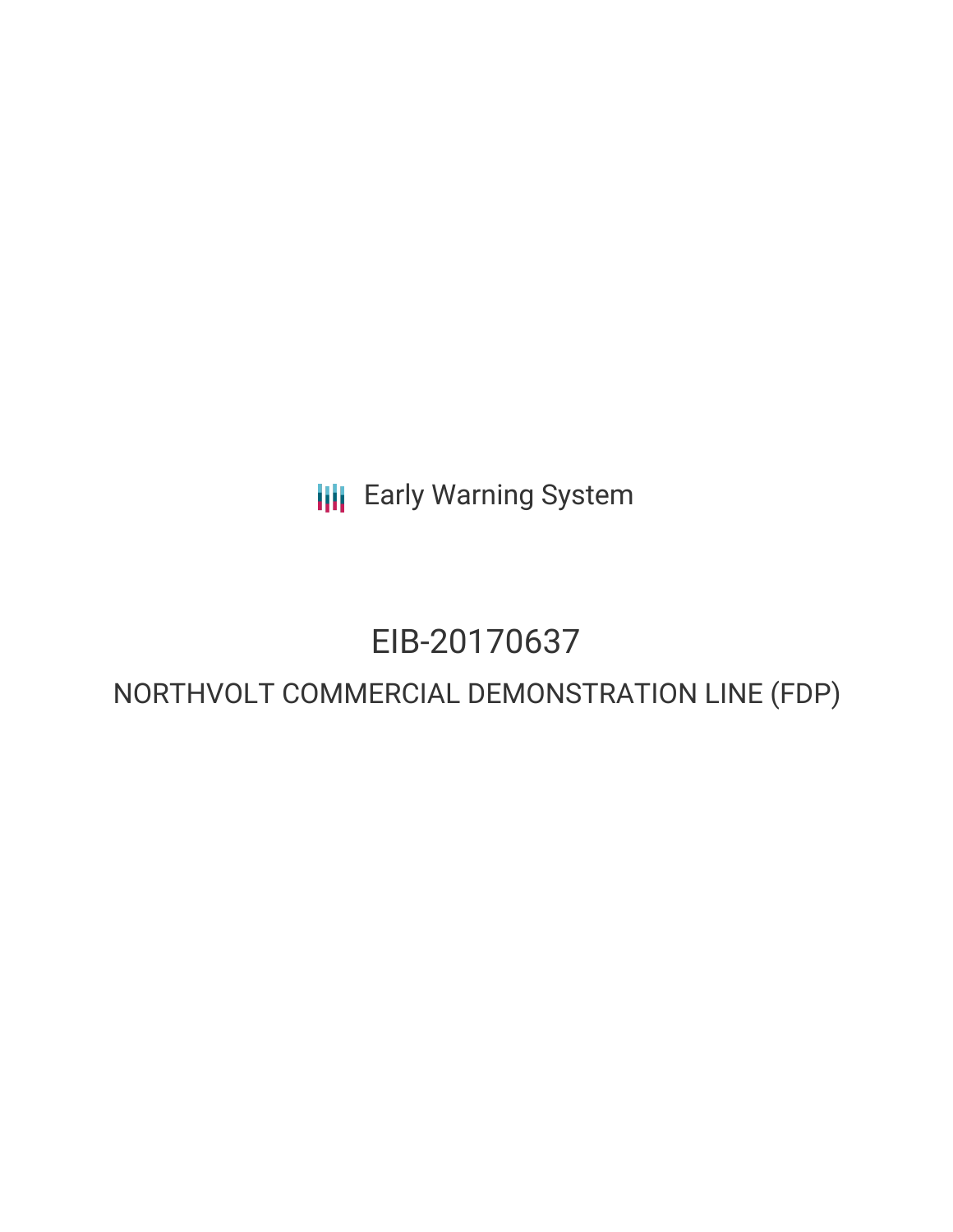Early Warning System

# EIB-20170637

## NORTHVOLT COMMERCIAL DEMONSTRATION LINE (FDP)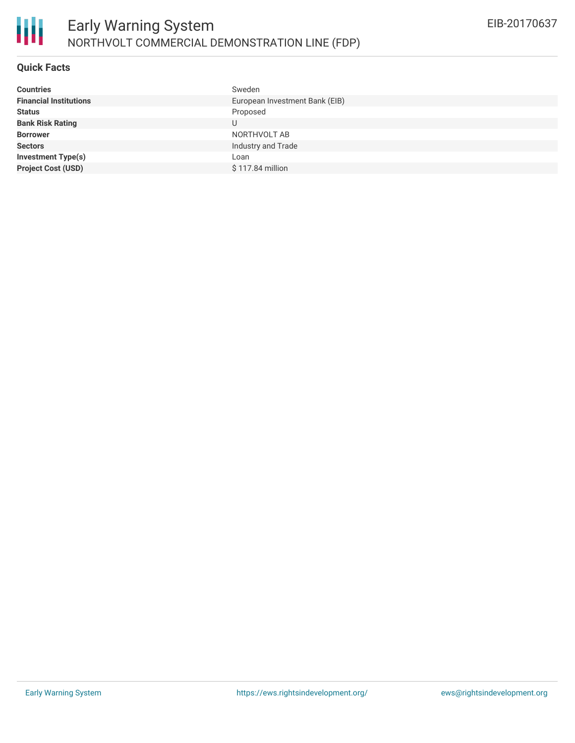# Early Warning System

## NORTHVOLT COMMERCIAL DEMONSTRATION LINE (FDP)

EIB-20170637

### Quick Facts

| | |
|---|---|
| **Countries** | Sweden |
| **Financial Institutions** | European Investment Bank (EIB) |
| **Status** | Proposed |
| **Bank Risk Rating** | U |
| **Borrower** | NORTHVOLT AB |
| **Sectors** | Industry and Trade |
| **Investment Type(s)** | Loan |
| **Project Cost (USD)** | $ 117.84 million |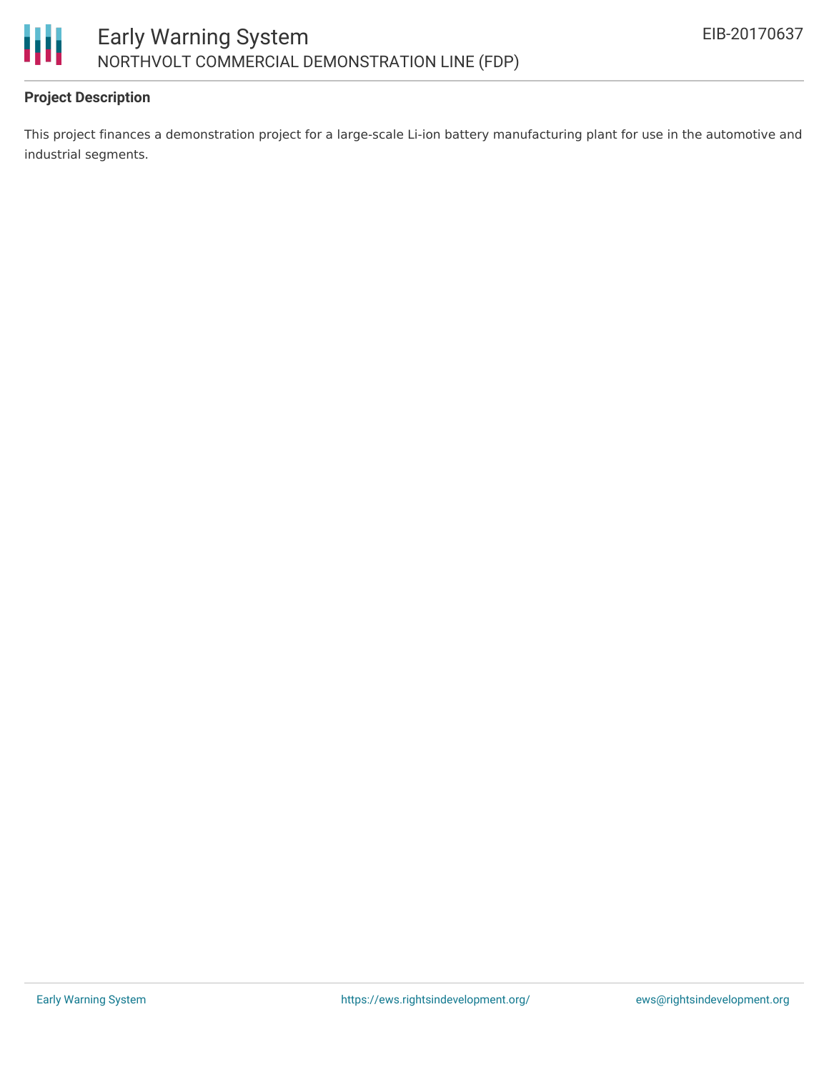**Project Description**

This project finances a demonstration project for a large-scale Li-ion battery manufacturing plant for use in the automotive and industrial segments.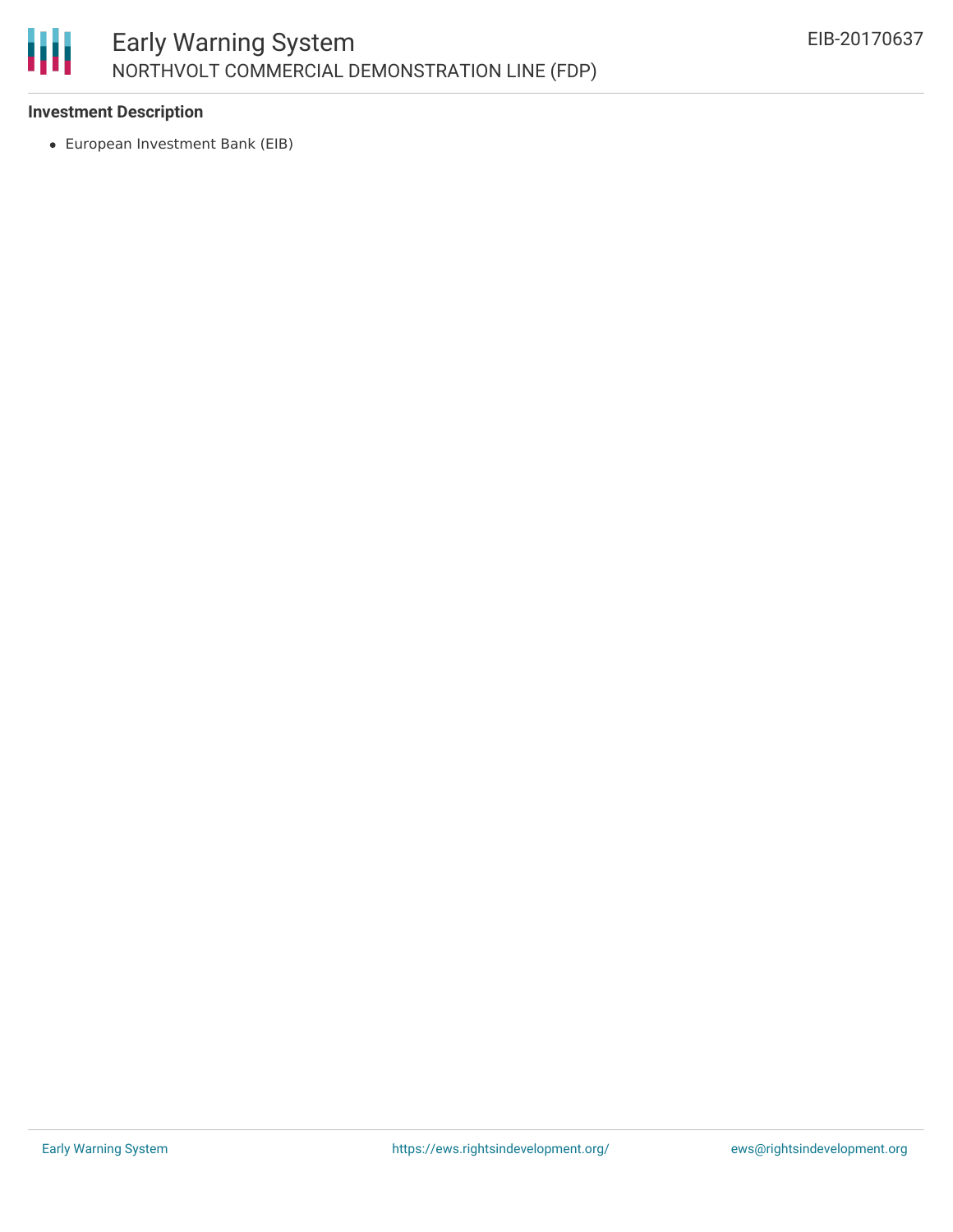**Investment Description**

- European Investment Bank (EIB)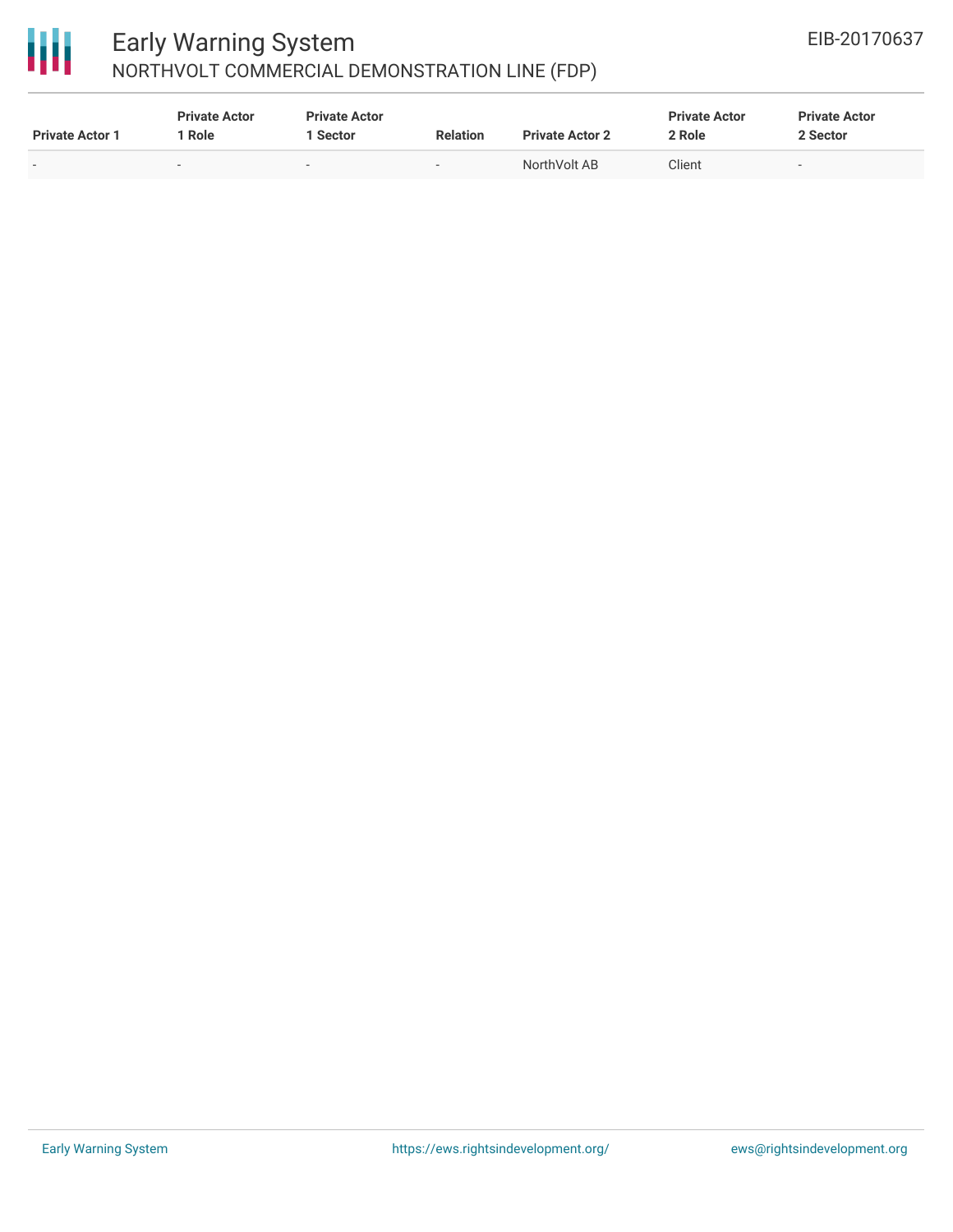| Private Actor 1 | Private Actor 1 Role | Private Actor 1 Sector | Relation | Private Actor 2 | Private Actor 2 Role | Private Actor 2 Sector |
|---|---|---|---|---|---|---|
| - | - | - | - | NorthVolt AB | Client | - |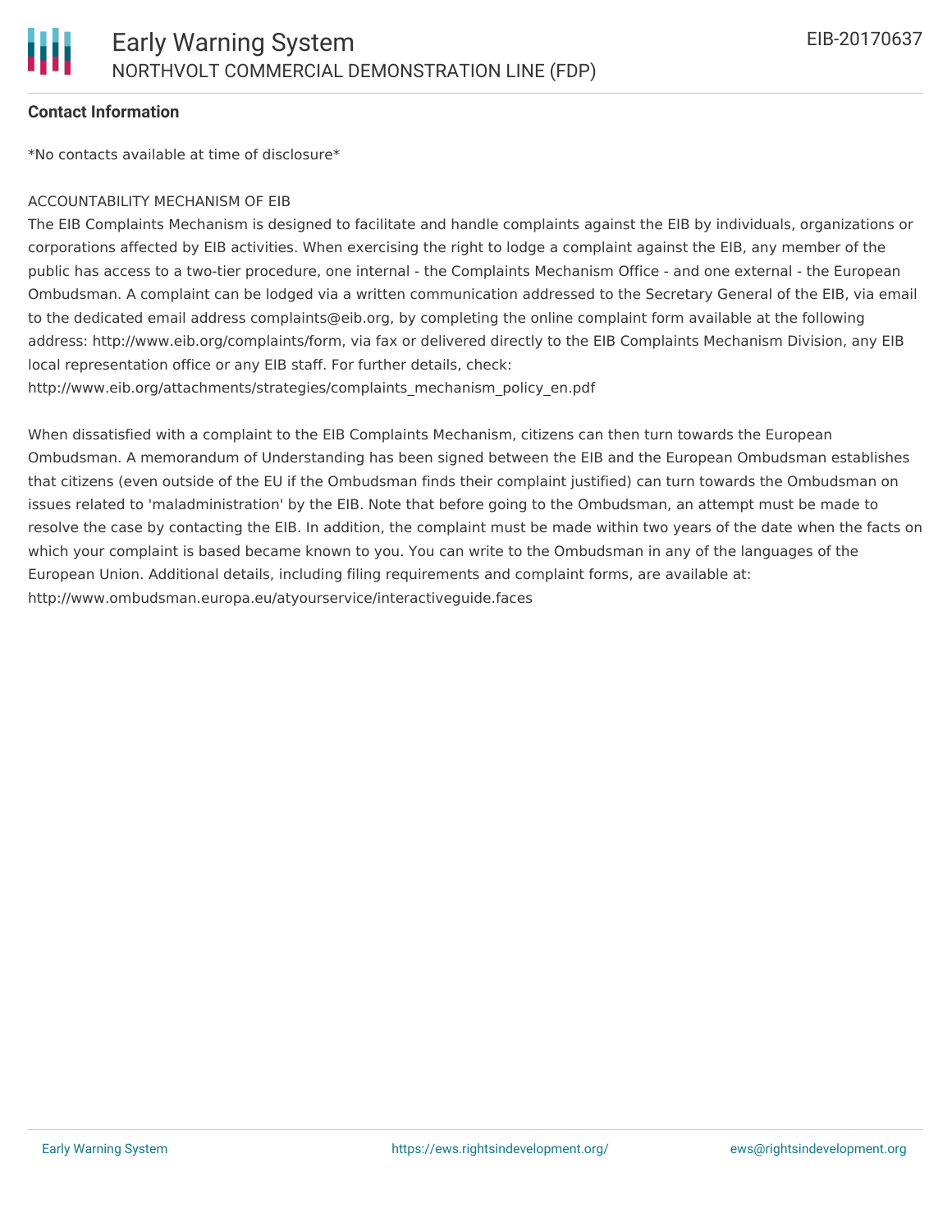**Contact Information**

*No contacts available at time of disclosure*

ACCOUNTABILITY MECHANISM OF EIB

The EIB Complaints Mechanism is designed to facilitate and handle complaints against the EIB by individuals, organizations or corporations affected by EIB activities. When exercising the right to lodge a complaint against the EIB, any member of the public has access to a two-tier procedure, one internal - the Complaints Mechanism Office - and one external - the European Ombudsman. A complaint can be lodged via a written communication addressed to the Secretary General of the EIB, via email to the dedicated email address complaints@eib.org, by completing the online complaint form available at the following address: http://www.eib.org/complaints/form, via fax or delivered directly to the EIB Complaints Mechanism Division, any EIB local representation office or any EIB staff. For further details, check: http://www.eib.org/attachments/strategies/complaints_mechanism_policy_en.pdf

When dissatisfied with a complaint to the EIB Complaints Mechanism, citizens can then turn towards the European Ombudsman. A memorandum of Understanding has been signed between the EIB and the European Ombudsman establishes that citizens (even outside of the EU if the Ombudsman finds their complaint justified) can turn towards the Ombudsman on issues related to 'maladministration' by the EIB. Note that before going to the Ombudsman, an attempt must be made to resolve the case by contacting the EIB. In addition, the complaint must be made within two years of the date when the facts on which your complaint is based became known to you. You can write to the Ombudsman in any of the languages of the European Union. Additional details, including filing requirements and complaint forms, are available at: http://www.ombudsman.europa.eu/atyourservice/interactiveguide.faces